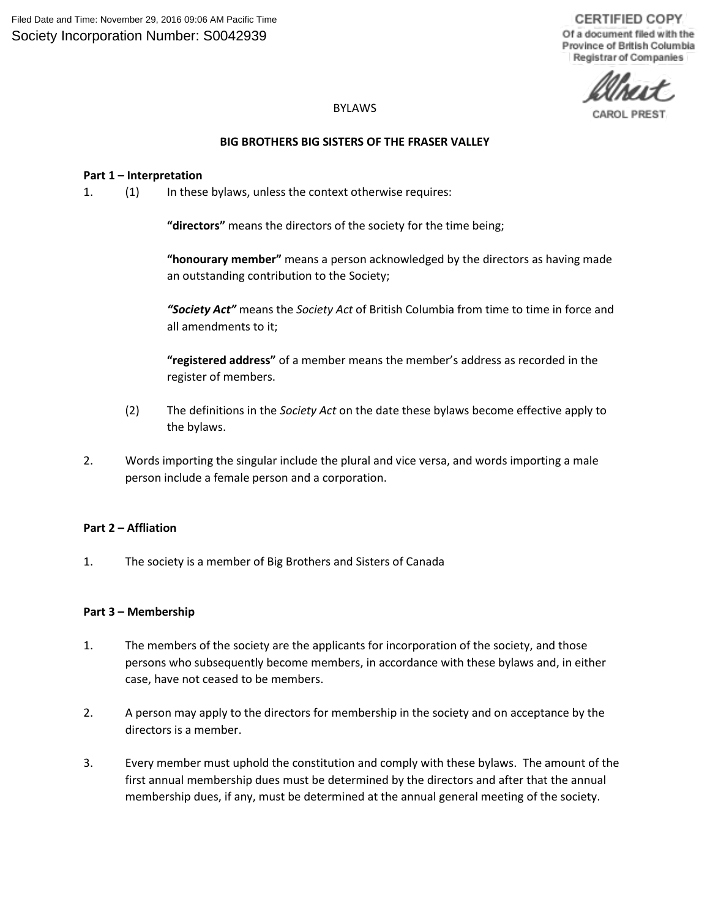Filed Date and Time: November 29, 2016 09:06 AM Pacific Time
Society Incorporation Number: S0042939

CERTIFIED COPY
Of a document filed with the Province of British Columbia Registrar of Companies

CAROL PREST

BYLAWS

**BIG BROTHERS BIG SISTERS OF THE FRASER VALLEY**

**Part 1 – Interpretation**

1. (1) In these bylaws, unless the context otherwise requires:

   **"directors"** means the directors of the society for the time being;

   **"honourary member"** means a person acknowledged by the directors as having made an outstanding contribution to the Society;

   ***"Society Act"*** means the *Society Act* of British Columbia from time to time in force and all amendments to it;

   **"registered address"** of a member means the member's address as recorded in the register of members.

   (2) The definitions in the *Society Act* on the date these bylaws become effective apply to the bylaws.

2. Words importing the singular include the plural and vice versa, and words importing a male person include a female person and a corporation.

**Part 2 – Affliation**

1. The society is a member of Big Brothers and Sisters of Canada

**Part 3 – Membership**

1. The members of the society are the applicants for incorporation of the society, and those persons who subsequently become members, in accordance with these bylaws and, in either case, have not ceased to be members.

2. A person may apply to the directors for membership in the society and on acceptance by the directors is a member.

3. Every member must uphold the constitution and comply with these bylaws. The amount of the first annual membership dues must be determined by the directors and after that the annual membership dues, if any, must be determined at the annual general meeting of the society.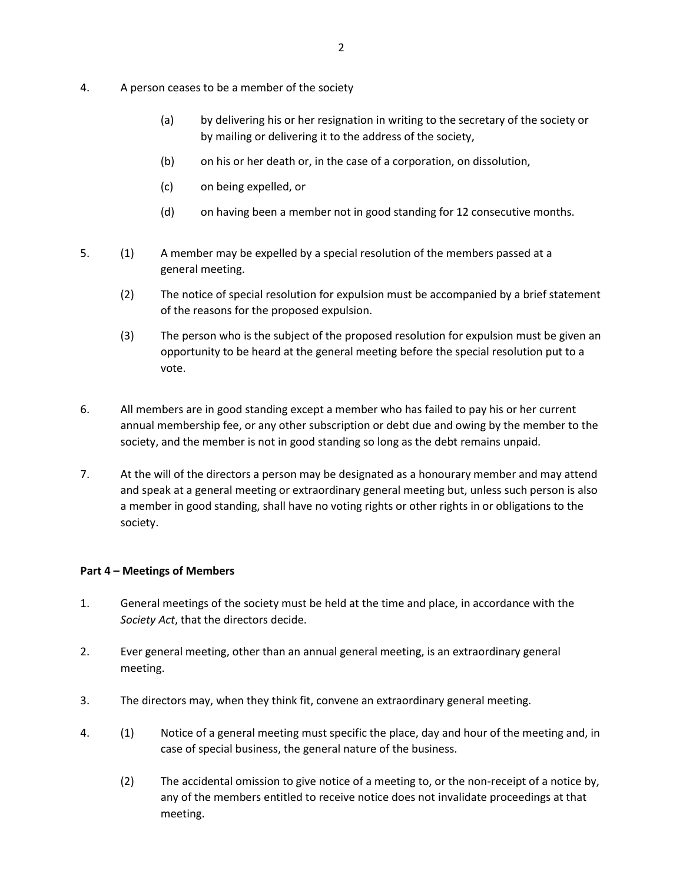4. A person ceases to be a member of the society

   (a) by delivering his or her resignation in writing to the secretary of the society or by mailing or delivering it to the address of the society,

   (b) on his or her death or, in the case of a corporation, on dissolution,

   (c) on being expelled, or

   (d) on having been a member not in good standing for 12 consecutive months.

5. (1) A member may be expelled by a special resolution of the members passed at a general meeting.

   (2) The notice of special resolution for expulsion must be accompanied by a brief statement of the reasons for the proposed expulsion.

   (3) The person who is the subject of the proposed resolution for expulsion must be given an opportunity to be heard at the general meeting before the special resolution put to a vote.

6. All members are in good standing except a member who has failed to pay his or her current annual membership fee, or any other subscription or debt due and owing by the member to the society, and the member is not in good standing so long as the debt remains unpaid.

7. At the will of the directors a person may be designated as a honourary member and may attend and speak at a general meeting or extraordinary general meeting but, unless such person is also a member in good standing, shall have no voting rights or other rights in or obligations to the society.

**Part 4 – Meetings of Members**

1. General meetings of the society must be held at the time and place, in accordance with the *Society Act*, that the directors decide.

2. Ever general meeting, other than an annual general meeting, is an extraordinary general meeting.

3. The directors may, when they think fit, convene an extraordinary general meeting.

4. (1) Notice of a general meeting must specific the place, day and hour of the meeting and, in case of special business, the general nature of the business.

   (2) The accidental omission to give notice of a meeting to, or the non-receipt of a notice by, any of the members entitled to receive notice does not invalidate proceedings at that meeting.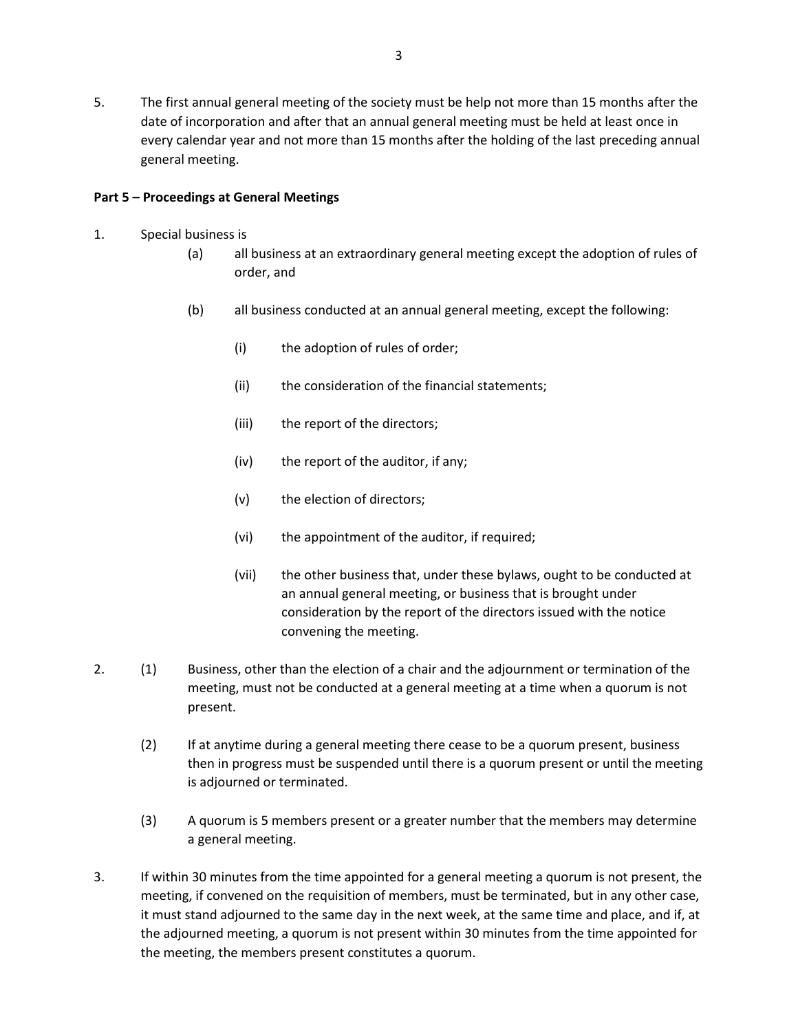5. The first annual general meeting of the society must be help not more than 15 months after the date of incorporation and after that an annual general meeting must be held at least once in every calendar year and not more than 15 months after the holding of the last preceding annual general meeting.

**Part 5 – Proceedings at General Meetings**

1. Special business is

   (a) all business at an extraordinary general meeting except the adoption of rules of order, and

   (b) all business conducted at an annual general meeting, except the following:

      (i) the adoption of rules of order;

      (ii) the consideration of the financial statements;

      (iii) the report of the directors;

      (iv) the report of the auditor, if any;

      (v) the election of directors;

      (vi) the appointment of the auditor, if required;

      (vii) the other business that, under these bylaws, ought to be conducted at an annual general meeting, or business that is brought under consideration by the report of the directors issued with the notice convening the meeting.

2. (1) Business, other than the election of a chair and the adjournment or termination of the meeting, must not be conducted at a general meeting at a time when a quorum is not present.

   (2) If at anytime during a general meeting there cease to be a quorum present, business then in progress must be suspended until there is a quorum present or until the meeting is adjourned or terminated.

   (3) A quorum is 5 members present or a greater number that the members may determine a general meeting.

3. If within 30 minutes from the time appointed for a general meeting a quorum is not present, the meeting, if convened on the requisition of members, must be terminated, but in any other case, it must stand adjourned to the same day in the next week, at the same time and place, and if, at the adjourned meeting, a quorum is not present within 30 minutes from the time appointed for the meeting, the members present constitutes a quorum.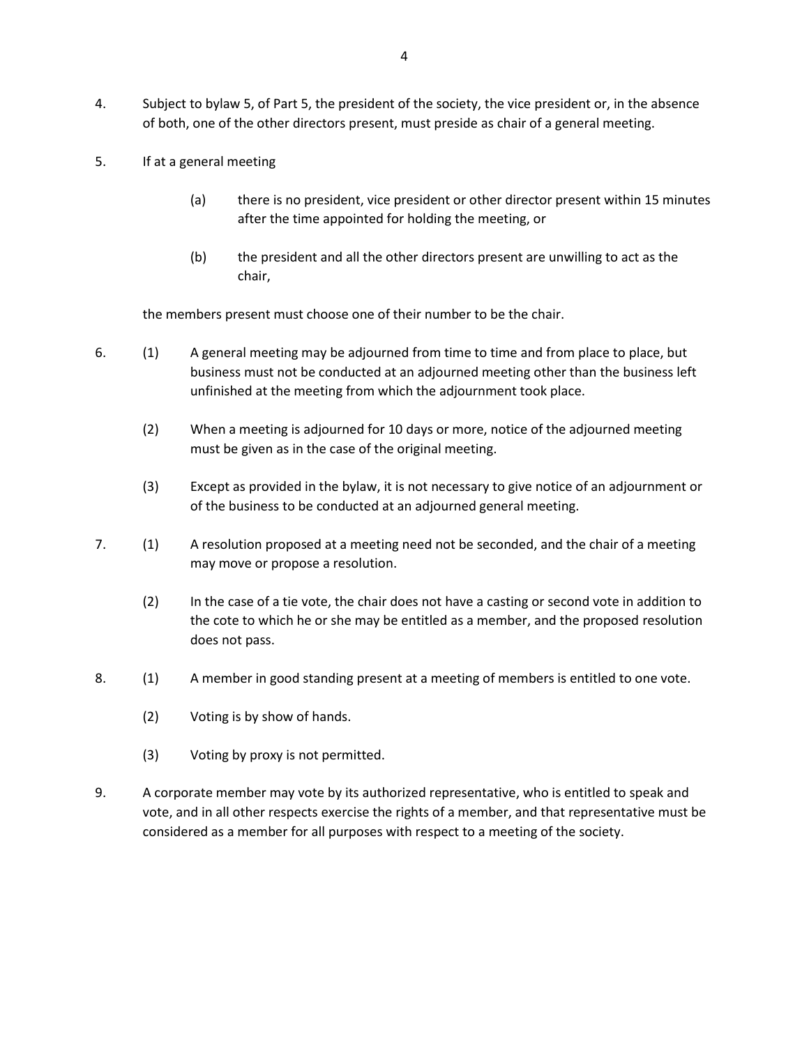4. Subject to bylaw 5, of Part 5, the president of the society, the vice president or, in the absence of both, one of the other directors present, must preside as chair of a general meeting.

5. If at a general meeting

   (a) there is no president, vice president or other director present within 15 minutes after the time appointed for holding the meeting, or

   (b) the president and all the other directors present are unwilling to act as the chair,

   the members present must choose one of their number to be the chair.

6. (1) A general meeting may be adjourned from time to time and from place to place, but business must not be conducted at an adjourned meeting other than the business left unfinished at the meeting from which the adjournment took place.

   (2) When a meeting is adjourned for 10 days or more, notice of the adjourned meeting must be given as in the case of the original meeting.

   (3) Except as provided in the bylaw, it is not necessary to give notice of an adjournment or of the business to be conducted at an adjourned general meeting.

7. (1) A resolution proposed at a meeting need not be seconded, and the chair of a meeting may move or propose a resolution.

   (2) In the case of a tie vote, the chair does not have a casting or second vote in addition to the cote to which he or she may be entitled as a member, and the proposed resolution does not pass.

8. (1) A member in good standing present at a meeting of members is entitled to one vote.

   (2) Voting is by show of hands.

   (3) Voting by proxy is not permitted.

9. A corporate member may vote by its authorized representative, who is entitled to speak and vote, and in all other respects exercise the rights of a member, and that representative must be considered as a member for all purposes with respect to a meeting of the society.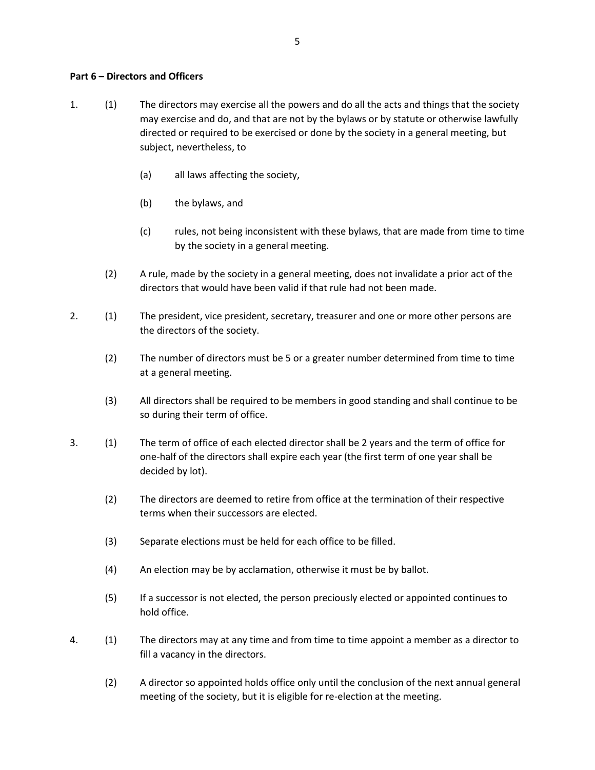**Part 6 – Directors and Officers**

1. (1) The directors may exercise all the powers and do all the acts and things that the society may exercise and do, and that are not by the bylaws or by statute or otherwise lawfully directed or required to be exercised or done by the society in a general meeting, but subject, nevertheless, to

   (a) all laws affecting the society,

   (b) the bylaws, and

   (c) rules, not being inconsistent with these bylaws, that are made from time to time by the society in a general meeting.

   (2) A rule, made by the society in a general meeting, does not invalidate a prior act of the directors that would have been valid if that rule had not been made.

2. (1) The president, vice president, secretary, treasurer and one or more other persons are the directors of the society.

   (2) The number of directors must be 5 or a greater number determined from time to time at a general meeting.

   (3) All directors shall be required to be members in good standing and shall continue to be so during their term of office.

3. (1) The term of office of each elected director shall be 2 years and the term of office for one-half of the directors shall expire each year (the first term of one year shall be decided by lot).

   (2) The directors are deemed to retire from office at the termination of their respective terms when their successors are elected.

   (3) Separate elections must be held for each office to be filled.

   (4) An election may be by acclamation, otherwise it must be by ballot.

   (5) If a successor is not elected, the person preciously elected or appointed continues to hold office.

4. (1) The directors may at any time and from time to time appoint a member as a director to fill a vacancy in the directors.

   (2) A director so appointed holds office only until the conclusion of the next annual general meeting of the society, but it is eligible for re-election at the meeting.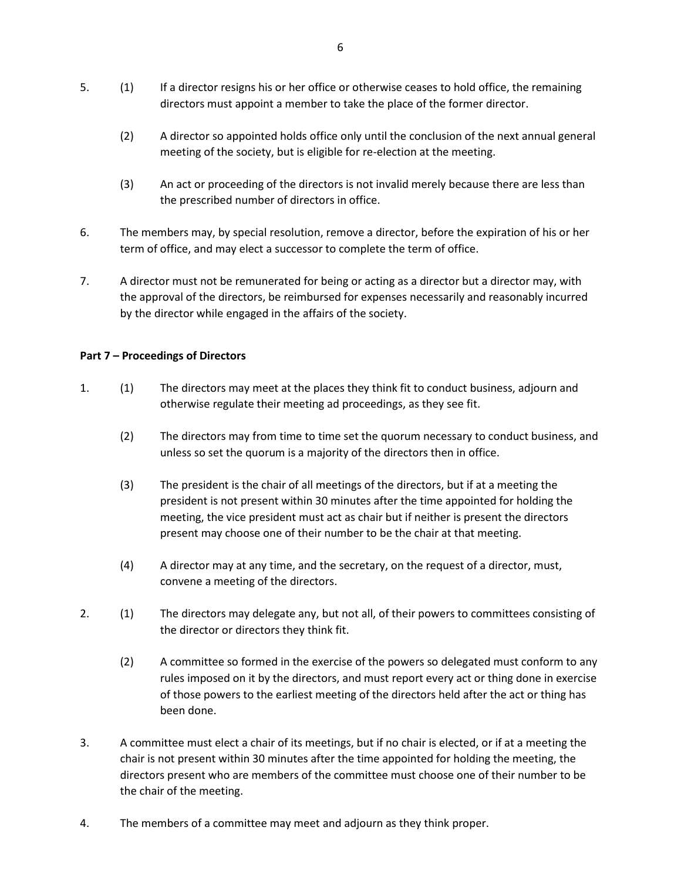5. (1) If a director resigns his or her office or otherwise ceases to hold office, the remaining directors must appoint a member to take the place of the former director.

   (2) A director so appointed holds office only until the conclusion of the next annual general meeting of the society, but is eligible for re-election at the meeting.

   (3) An act or proceeding of the directors is not invalid merely because there are less than the prescribed number of directors in office.

6. The members may, by special resolution, remove a director, before the expiration of his or her term of office, and may elect a successor to complete the term of office.

7. A director must not be remunerated for being or acting as a director but a director may, with the approval of the directors, be reimbursed for expenses necessarily and reasonably incurred by the director while engaged in the affairs of the society.

**Part 7 – Proceedings of Directors**

1. (1) The directors may meet at the places they think fit to conduct business, adjourn and otherwise regulate their meeting ad proceedings, as they see fit.

   (2) The directors may from time to time set the quorum necessary to conduct business, and unless so set the quorum is a majority of the directors then in office.

   (3) The president is the chair of all meetings of the directors, but if at a meeting the president is not present within 30 minutes after the time appointed for holding the meeting, the vice president must act as chair but if neither is present the directors present may choose one of their number to be the chair at that meeting.

   (4) A director may at any time, and the secretary, on the request of a director, must, convene a meeting of the directors.

2. (1) The directors may delegate any, but not all, of their powers to committees consisting of the director or directors they think fit.

   (2) A committee so formed in the exercise of the powers so delegated must conform to any rules imposed on it by the directors, and must report every act or thing done in exercise of those powers to the earliest meeting of the directors held after the act or thing has been done.

3. A committee must elect a chair of its meetings, but if no chair is elected, or if at a meeting the chair is not present within 30 minutes after the time appointed for holding the meeting, the directors present who are members of the committee must choose one of their number to be the chair of the meeting.

4. The members of a committee may meet and adjourn as they think proper.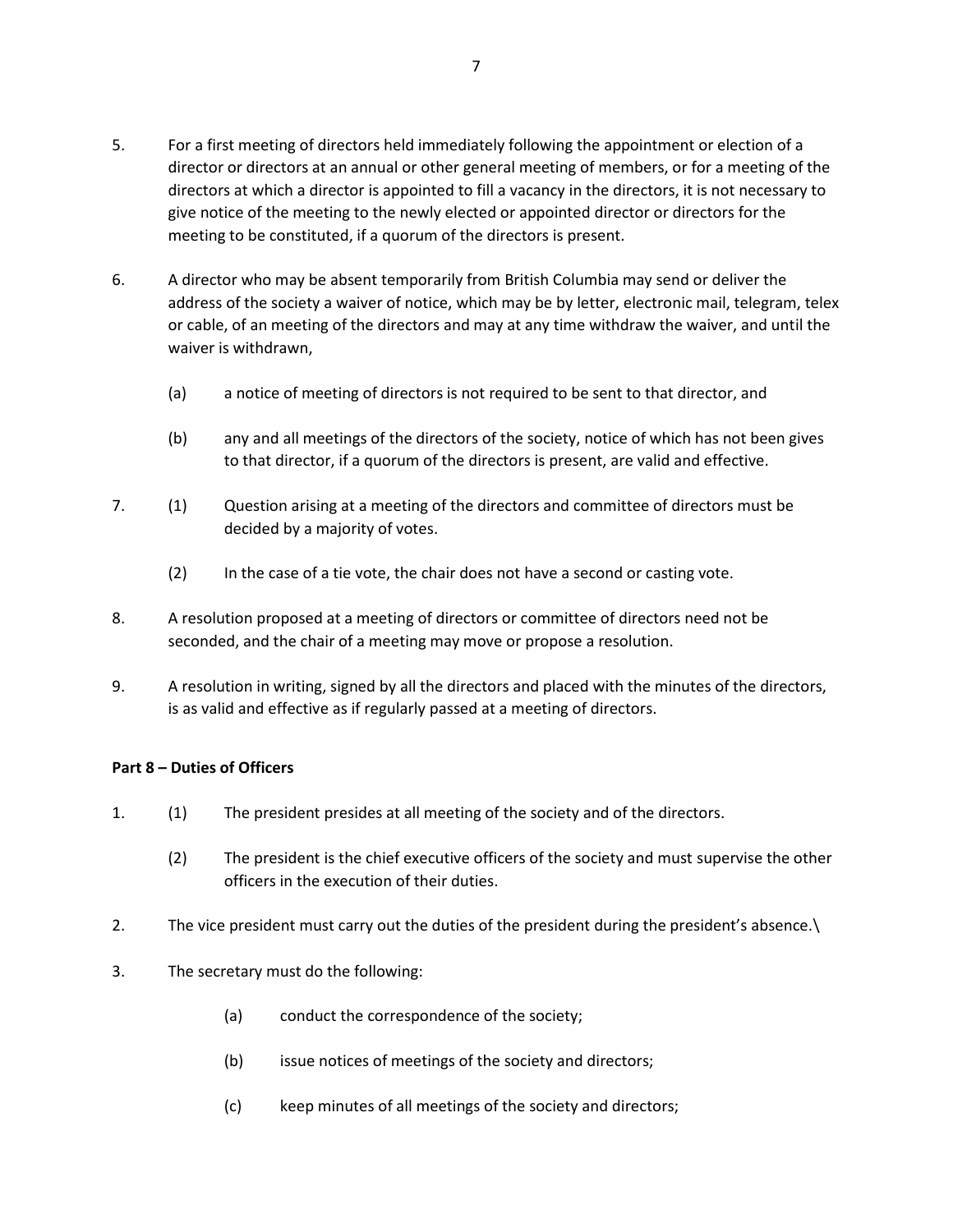5. For a first meeting of directors held immediately following the appointment or election of a director or directors at an annual or other general meeting of members, or for a meeting of the directors at which a director is appointed to fill a vacancy in the directors, it is not necessary to give notice of the meeting to the newly elected or appointed director or directors for the meeting to be constituted, if a quorum of the directors is present.

6. A director who may be absent temporarily from British Columbia may send or deliver the address of the society a waiver of notice, which may be by letter, electronic mail, telegram, telex or cable, of an meeting of the directors and may at any time withdraw the waiver, and until the waiver is withdrawn,

    (a) a notice of meeting of directors is not required to be sent to that director, and

    (b) any and all meetings of the directors of the society, notice of which has not been gives to that director, if a quorum of the directors is present, are valid and effective.

7. (1) Question arising at a meeting of the directors and committee of directors must be decided by a majority of votes.

    (2) In the case of a tie vote, the chair does not have a second or casting vote.

8. A resolution proposed at a meeting of directors or committee of directors need not be seconded, and the chair of a meeting may move or propose a resolution.

9. A resolution in writing, signed by all the directors and placed with the minutes of the directors, is as valid and effective as if regularly passed at a meeting of directors.

**Part 8 – Duties of Officers**

1. (1) The president presides at all meeting of the society and of the directors.

    (2) The president is the chief executive officers of the society and must supervise the other officers in the execution of their duties.

2. The vice president must carry out the duties of the president during the president's absence.\

3. The secretary must do the following:

    (a) conduct the correspondence of the society;

    (b) issue notices of meetings of the society and directors;

    (c) keep minutes of all meetings of the society and directors;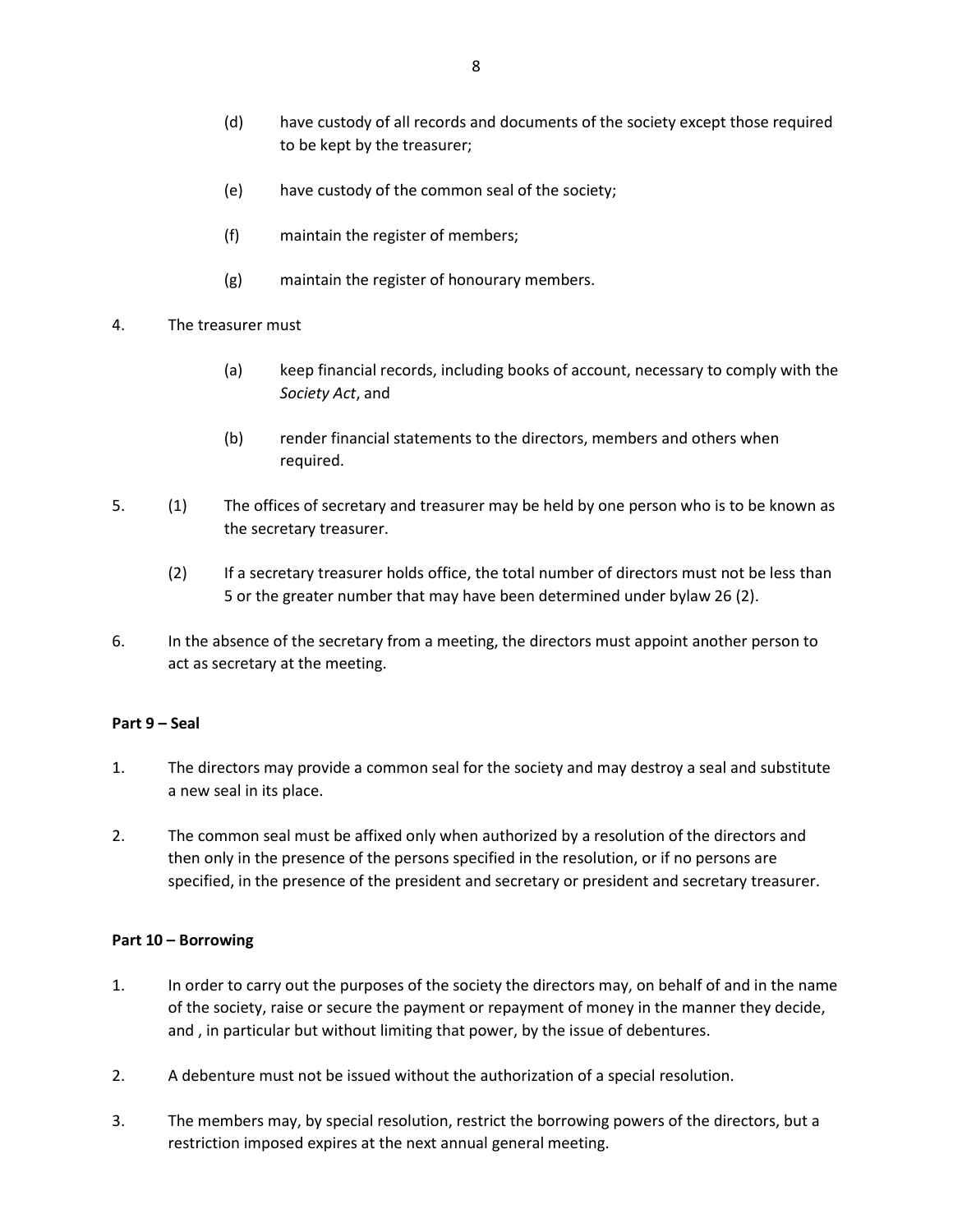(d) have custody of all records and documents of the society except those required to be kept by the treasurer;

(e) have custody of the common seal of the society;

(f) maintain the register of members;

(g) maintain the register of honourary members.

4. The treasurer must

(a) keep financial records, including books of account, necessary to comply with the *Society Act*, and

(b) render financial statements to the directors, members and others when required.

5. (1) The offices of secretary and treasurer may be held by one person who is to be known as the secretary treasurer.

(2) If a secretary treasurer holds office, the total number of directors must not be less than 5 or the greater number that may have been determined under bylaw 26 (2).

6. In the absence of the secretary from a meeting, the directors must appoint another person to act as secretary at the meeting.

**Part 9 – Seal**

1. The directors may provide a common seal for the society and may destroy a seal and substitute a new seal in its place.

2. The common seal must be affixed only when authorized by a resolution of the directors and then only in the presence of the persons specified in the resolution, or if no persons are specified, in the presence of the president and secretary or president and secretary treasurer.

**Part 10 – Borrowing**

1. In order to carry out the purposes of the society the directors may, on behalf of and in the name of the society, raise or secure the payment or repayment of money in the manner they decide, and , in particular but without limiting that power, by the issue of debentures.

2. A debenture must not be issued without the authorization of a special resolution.

3. The members may, by special resolution, restrict the borrowing powers of the directors, but a restriction imposed expires at the next annual general meeting.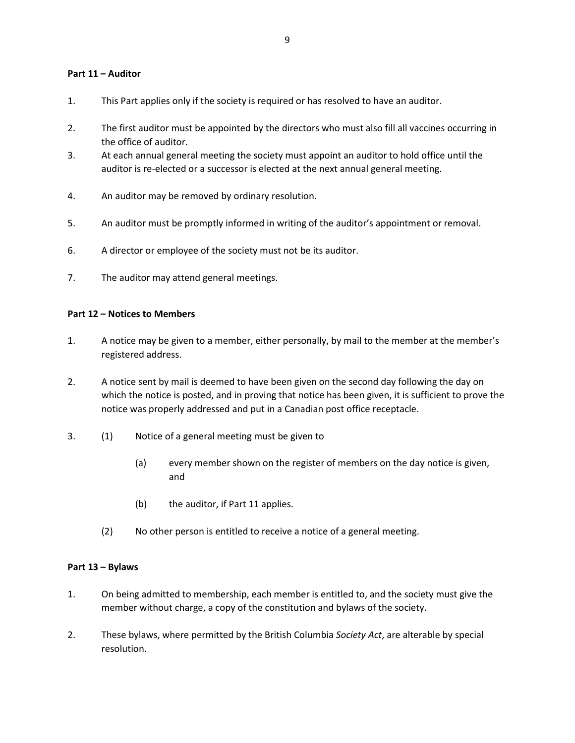**Part 11 – Auditor**

1. This Part applies only if the society is required or has resolved to have an auditor.

2. The first auditor must be appointed by the directors who must also fill all vaccines occurring in the office of auditor.

3. At each annual general meeting the society must appoint an auditor to hold office until the auditor is re-elected or a successor is elected at the next annual general meeting.

4. An auditor may be removed by ordinary resolution.

5. An auditor must be promptly informed in writing of the auditor's appointment or removal.

6. A director or employee of the society must not be its auditor.

7. The auditor may attend general meetings.

**Part 12 – Notices to Members**

1. A notice may be given to a member, either personally, by mail to the member at the member's registered address.

2. A notice sent by mail is deemed to have been given on the second day following the day on which the notice is posted, and in proving that notice has been given, it is sufficient to prove the notice was properly addressed and put in a Canadian post office receptacle.

3. (1) Notice of a general meeting must be given to

   (a) every member shown on the register of members on the day notice is given, and

   (b) the auditor, if Part 11 applies.

   (2) No other person is entitled to receive a notice of a general meeting.

**Part 13 – Bylaws**

1. On being admitted to membership, each member is entitled to, and the society must give the member without charge, a copy of the constitution and bylaws of the society.

2. These bylaws, where permitted by the British Columbia *Society Act*, are alterable by special resolution.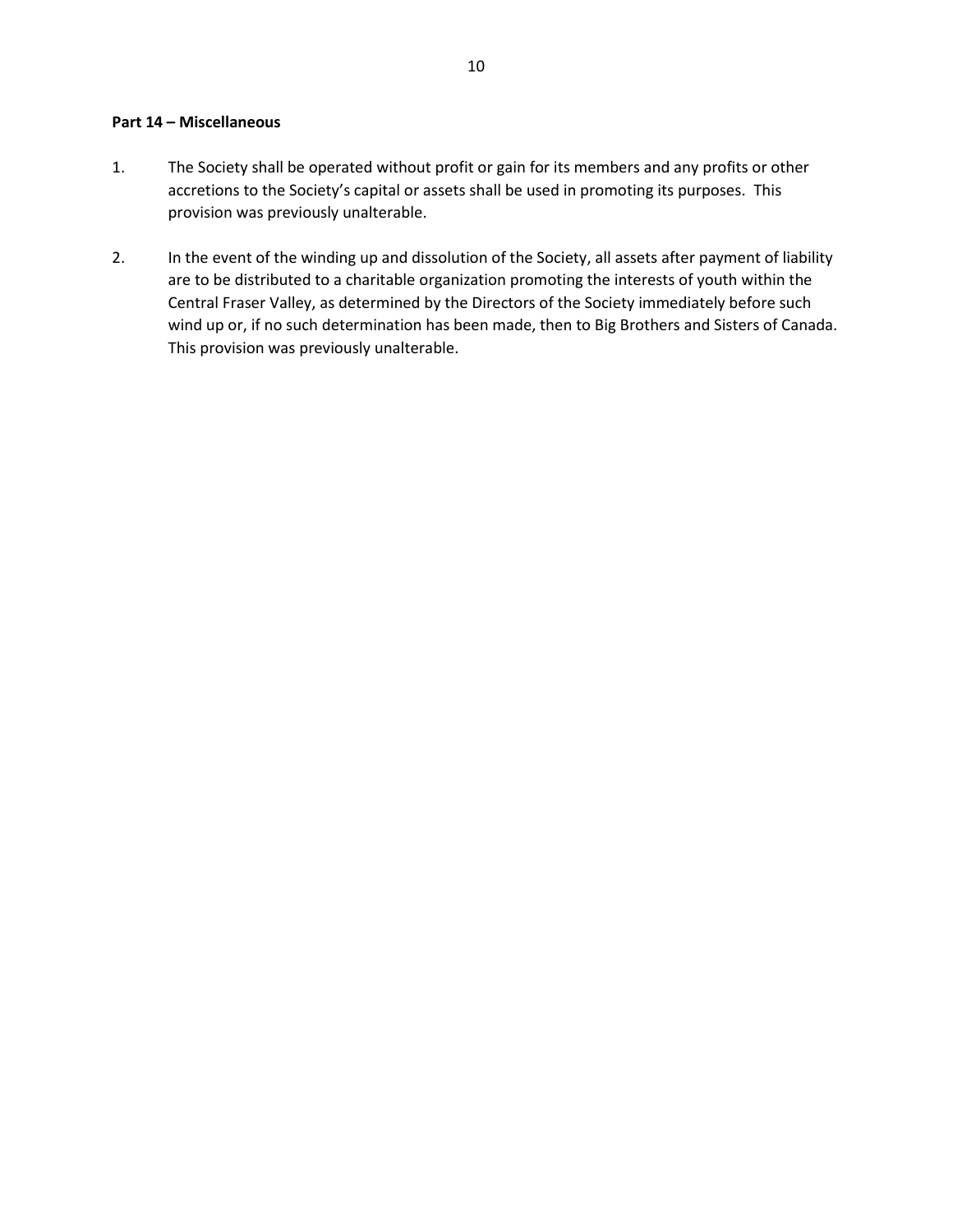**Part 14 – Miscellaneous**

1. The Society shall be operated without profit or gain for its members and any profits or other accretions to the Society's capital or assets shall be used in promoting its purposes. This provision was previously unalterable.

2. In the event of the winding up and dissolution of the Society, all assets after payment of liability are to be distributed to a charitable organization promoting the interests of youth within the Central Fraser Valley, as determined by the Directors of the Society immediately before such wind up or, if no such determination has been made, then to Big Brothers and Sisters of Canada. This provision was previously unalterable.